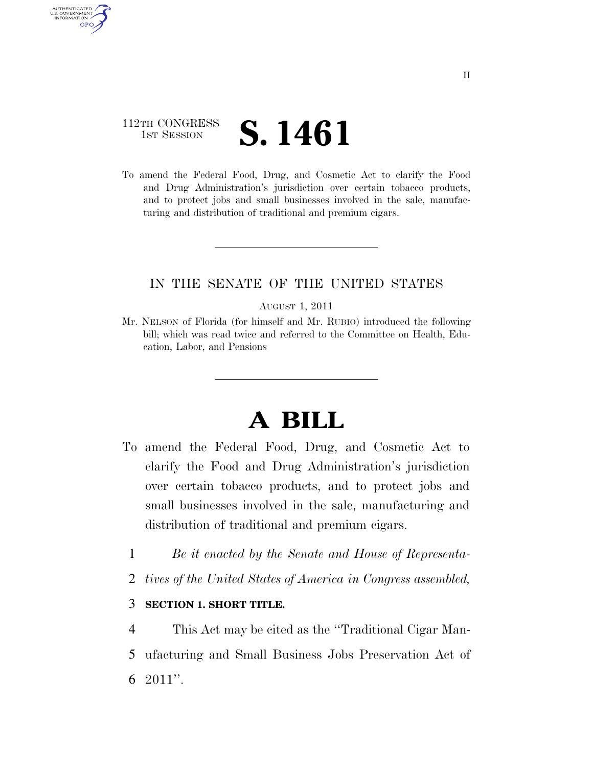112TH CONGRESS
1ST SESSION

# S. 1461

To amend the Federal Food, Drug, and Cosmetic Act to clarify the Food and Drug Administration's jurisdiction over certain tobacco products, and to protect jobs and small businesses involved in the sale, manufacturing and distribution of traditional and premium cigars.

IN THE SENATE OF THE UNITED STATES

AUGUST 1, 2011

Mr. NELSON of Florida (for himself and Mr. RUBIO) introduced the following bill; which was read twice and referred to the Committee on Health, Education, Labor, and Pensions

# A BILL

To amend the Federal Food, Drug, and Cosmetic Act to clarify the Food and Drug Administration's jurisdiction over certain tobacco products, and to protect jobs and small businesses involved in the sale, manufacturing and distribution of traditional and premium cigars.

1 *Be it enacted by the Senate and House of Representa-*
2 *tives of the United States of America in Congress assembled,*

3 **SECTION 1. SHORT TITLE.**

4 This Act may be cited as the ''Traditional Cigar Man-
5 ufacturing and Small Business Jobs Preservation Act of
6 2011''.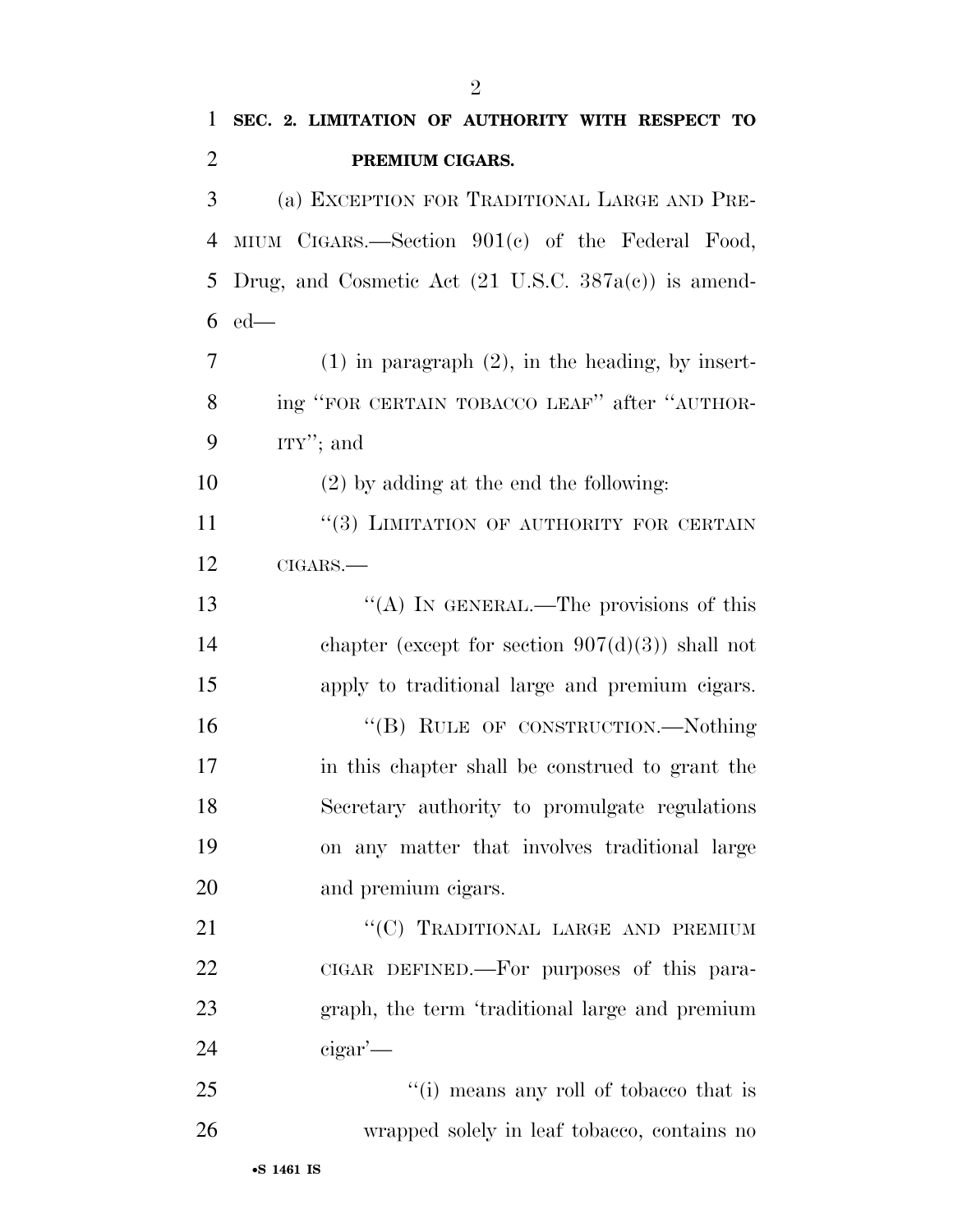**SEC. 2. LIMITATION OF AUTHORITY WITH RESPECT TO PREMIUM CIGARS.**

(a) EXCEPTION FOR TRADITIONAL LARGE AND PREMIUM CIGARS.—Section 901(c) of the Federal Food, Drug, and Cosmetic Act (21 U.S.C. 387a(c)) is amended—

(1) in paragraph (2), in the heading, by inserting "FOR CERTAIN TOBACCO LEAF" after "AUTHORITY"; and

(2) by adding at the end the following:

"(3) LIMITATION OF AUTHORITY FOR CERTAIN CIGARS.—

"(A) IN GENERAL.—The provisions of this chapter (except for section 907(d)(3)) shall not apply to traditional large and premium cigars.

"(B) RULE OF CONSTRUCTION.—Nothing in this chapter shall be construed to grant the Secretary authority to promulgate regulations on any matter that involves traditional large and premium cigars.

"(C) TRADITIONAL LARGE AND PREMIUM CIGAR DEFINED.—For purposes of this paragraph, the term 'traditional large and premium cigar'—

"(i) means any roll of tobacco that is wrapped solely in leaf tobacco, contains no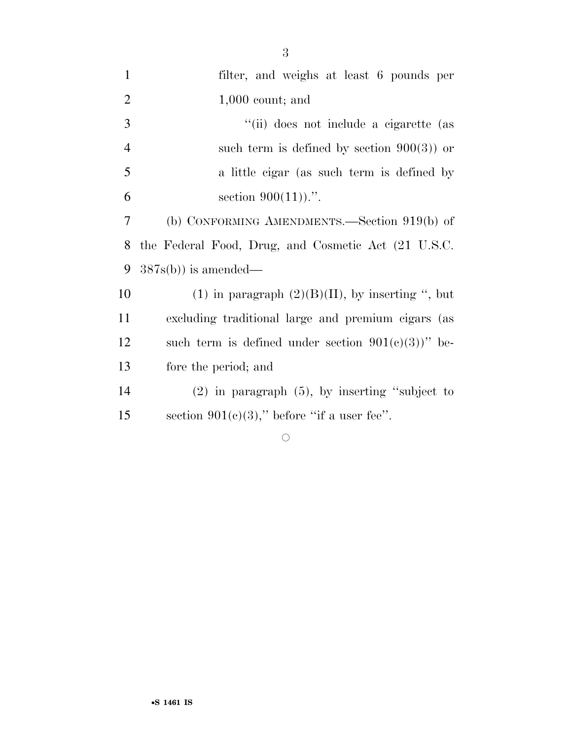filter, and weighs at least 6 pounds per 1,000 count; and

"(ii) does not include a cigarette (as such term is defined by section 900(3)) or a little cigar (as such term is defined by section 900(11)).".

(b) CONFORMING AMENDMENTS.—Section 919(b) of the Federal Food, Drug, and Cosmetic Act (21 U.S.C. 387s(b)) is amended—

(1) in paragraph (2)(B)(II), by inserting ", but excluding traditional large and premium cigars (as such term is defined under section 901(c)(3))" before the period; and

(2) in paragraph (5), by inserting "subject to section 901(c)(3)," before "if a user fee".

○